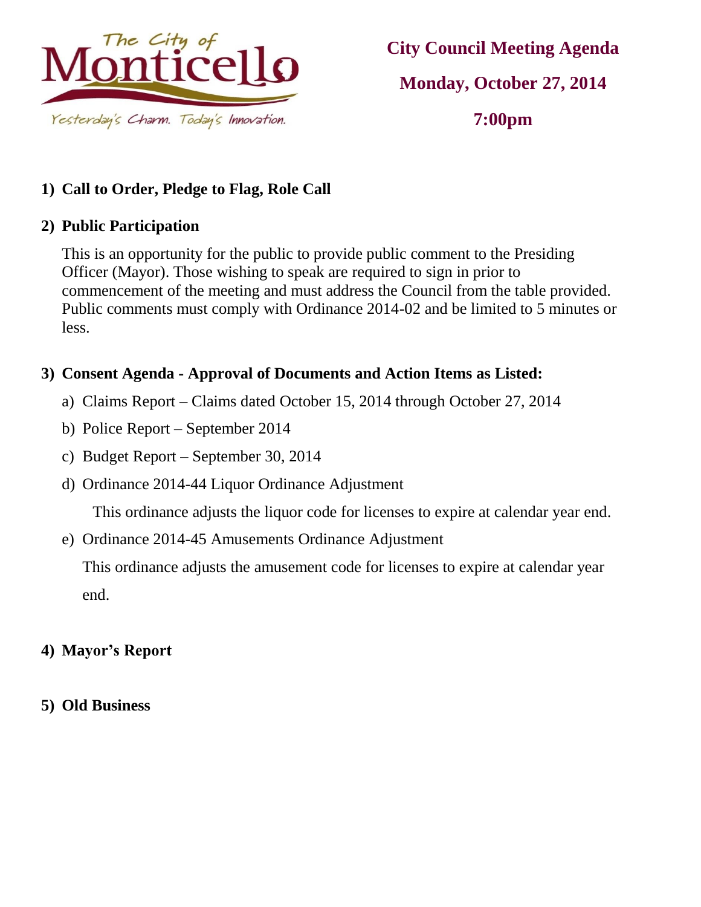The City of Monticello

Yesterday's Charm. Today's Innovation.

# City Council Meeting Agenda

## Monday, October 27, 2014

## 7:00pm

1) **Call to Order, Pledge to Flag, Role Call**

2) **Public Participation**

   This is an opportunity for the public to provide public comment to the Presiding Officer (Mayor). Those wishing to speak are required to sign in prior to commencement of the meeting and must address the Council from the table provided. Public comments must comply with Ordinance 2014-02 and be limited to 5 minutes or less.

3) **Consent Agenda - Approval of Documents and Action Items as Listed:**

   a) Claims Report – Claims dated October 15, 2014 through October 27, 2014

   b) Police Report – September 2014

   c) Budget Report – September 30, 2014

   d) Ordinance 2014-44 Liquor Ordinance Adjustment

      This ordinance adjusts the liquor code for licenses to expire at calendar year end.

   e) Ordinance 2014-45 Amusements Ordinance Adjustment

      This ordinance adjusts the amusement code for licenses to expire at calendar year end.

4) **Mayor's Report**

5) **Old Business**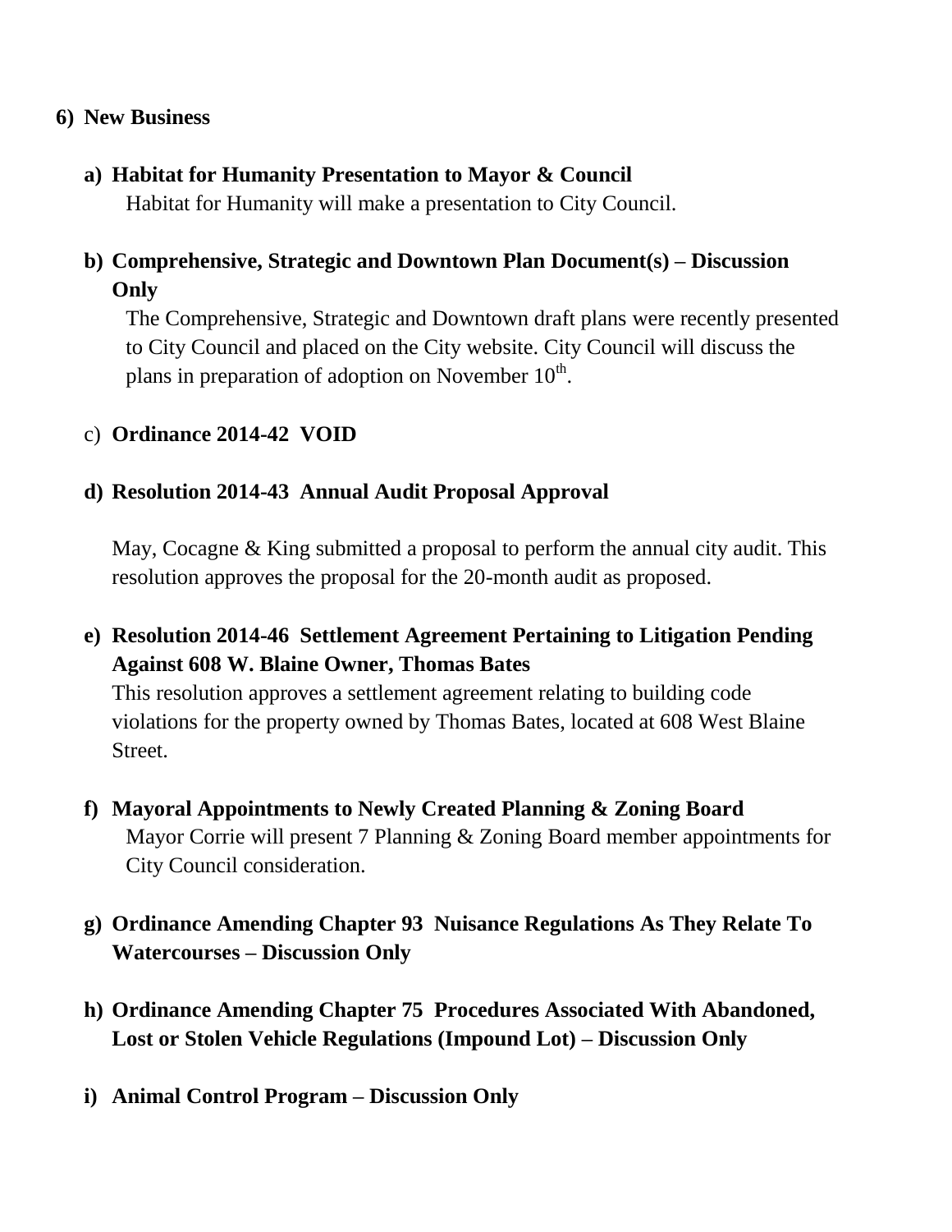## 6) New Business

**a) Habitat for Humanity Presentation to Mayor & Council**

Habitat for Humanity will make a presentation to City Council.

**b) Comprehensive, Strategic and Downtown Plan Document(s) – Discussion Only**

The Comprehensive, Strategic and Downtown draft plans were recently presented to City Council and placed on the City website. City Council will discuss the plans in preparation of adoption on November 10th.

c) **Ordinance 2014-42 VOID**

**d) Resolution 2014-43 Annual Audit Proposal Approval**

May, Cocagne & King submitted a proposal to perform the annual city audit. This resolution approves the proposal for the 20-month audit as proposed.

**e) Resolution 2014-46 Settlement Agreement Pertaining to Litigation Pending Against 608 W. Blaine Owner, Thomas Bates**

This resolution approves a settlement agreement relating to building code violations for the property owned by Thomas Bates, located at 608 West Blaine Street.

**f) Mayoral Appointments to Newly Created Planning & Zoning Board**

Mayor Corrie will present 7 Planning & Zoning Board member appointments for City Council consideration.

**g) Ordinance Amending Chapter 93 Nuisance Regulations As They Relate To Watercourses – Discussion Only**

**h) Ordinance Amending Chapter 75 Procedures Associated With Abandoned, Lost or Stolen Vehicle Regulations (Impound Lot) – Discussion Only**

**i) Animal Control Program – Discussion Only**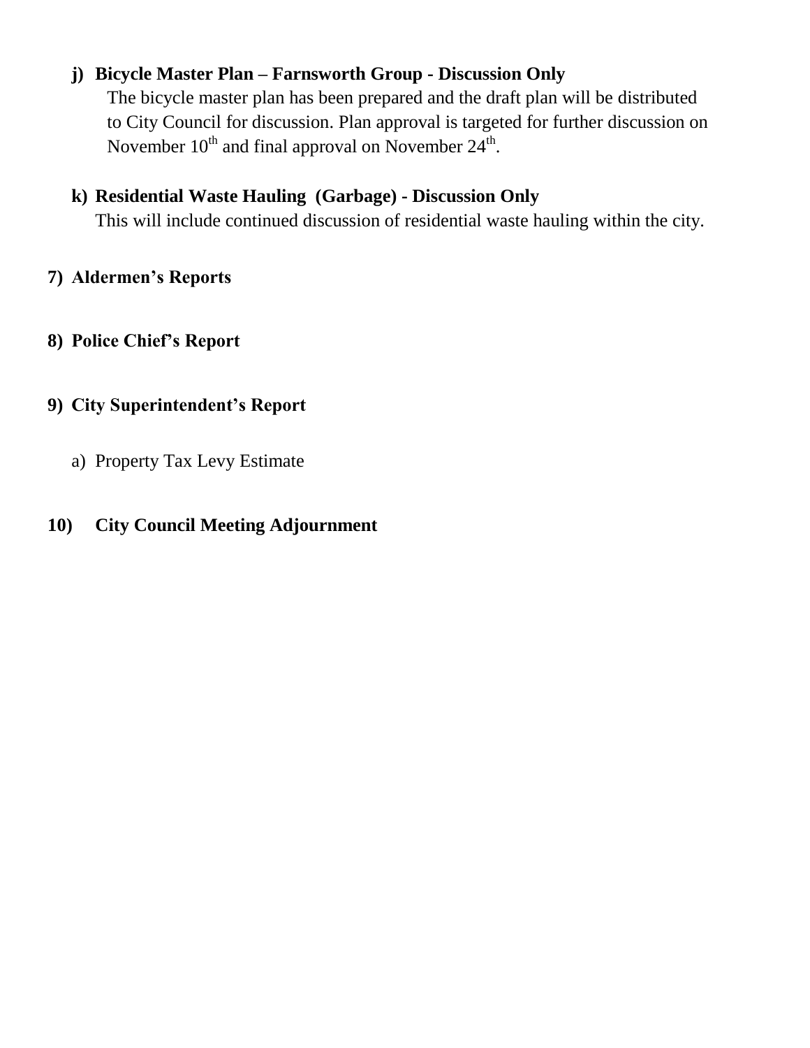j) **Bicycle Master Plan – Farnsworth Group - Discussion Only**
The bicycle master plan has been prepared and the draft plan will be distributed to City Council for discussion. Plan approval is targeted for further discussion on November 10th and final approval on November 24th.

k) **Residential Waste Hauling (Garbage) - Discussion Only**
This will include continued discussion of residential waste hauling within the city.

**7) Aldermen's Reports**

**8) Police Chief's Report**

**9) City Superintendent's Report**

a) Property Tax Levy Estimate

**10) City Council Meeting Adjournment**